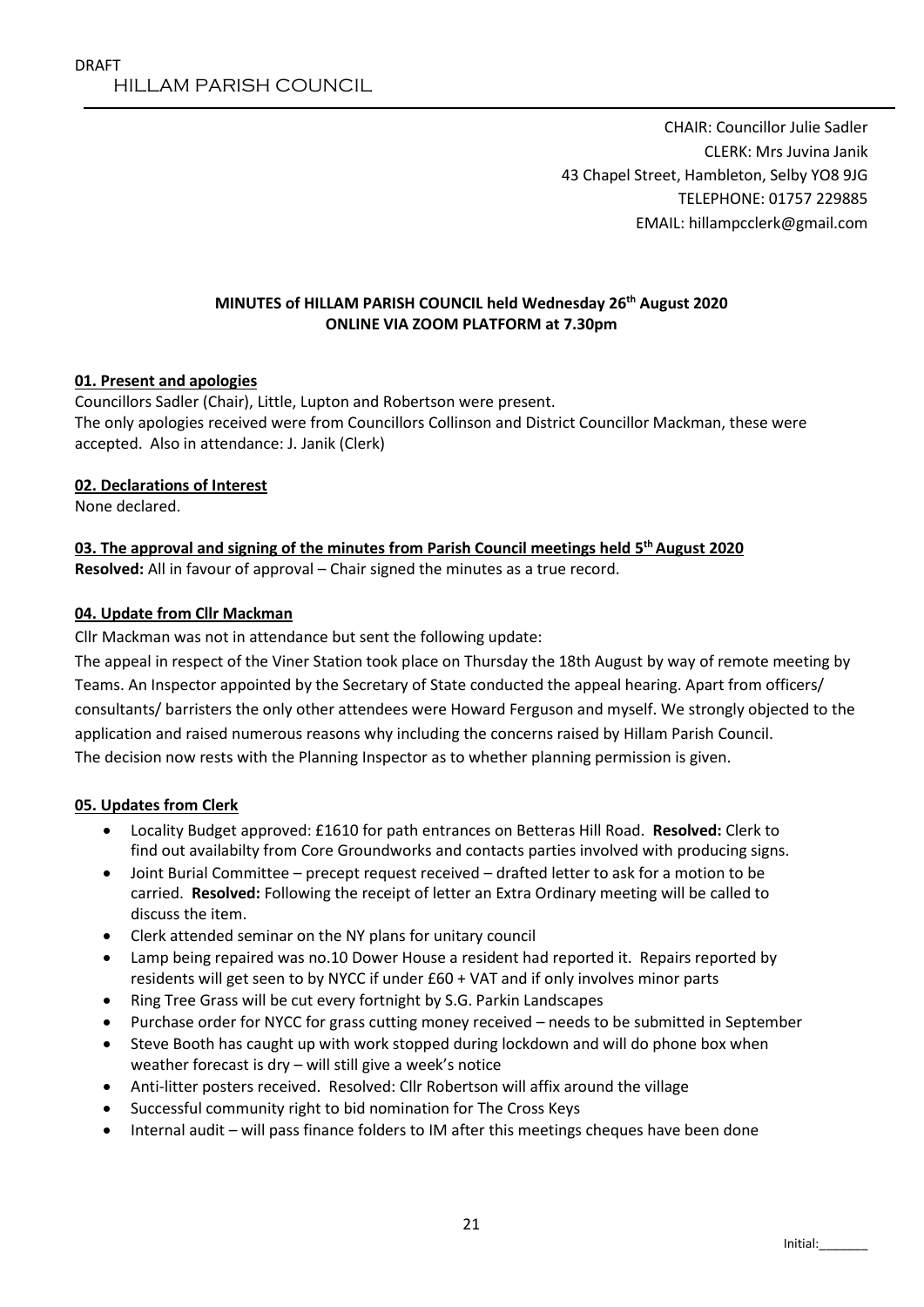DRAFT

# HILLAM PARISH COUNCIL

CHAIR: Councillor Julie Sadler
CLERK: Mrs Juvina Janik
43 Chapel Street, Hambleton, Selby YO8 9JG
TELEPHONE: 01757 229885
EMAIL: hillampcclerk@gmail.com

**MINUTES of HILLAM PARISH COUNCIL held Wednesday 26th August 2020**
**ONLINE VIA ZOOM PLATFORM at 7.30pm**

## 01. Present and apologies

Councillors Sadler (Chair), Little, Lupton and Robertson were present.
The only apologies received were from Councillors Collinson and District Councillor Mackman, these were accepted. Also in attendance: J. Janik (Clerk)

## 02. Declarations of Interest

None declared.

## 03. The approval and signing of the minutes from Parish Council meetings held 5th August 2020

**Resolved:** All in favour of approval – Chair signed the minutes as a true record.

## 04. Update from Cllr Mackman

Cllr Mackman was not in attendance but sent the following update:

The appeal in respect of the Viner Station took place on Thursday the 18th August by way of remote meeting by Teams. An Inspector appointed by the Secretary of State conducted the appeal hearing. Apart from officers/ consultants/ barristers the only other attendees were Howard Ferguson and myself. We strongly objected to the application and raised numerous reasons why including the concerns raised by Hillam Parish Council. The decision now rests with the Planning Inspector as to whether planning permission is given.

## 05. Updates from Clerk

- Locality Budget approved: £1610 for path entrances on Betteras Hill Road. **Resolved:** Clerk to find out availabilty from Core Groundworks and contacts parties involved with producing signs.
- Joint Burial Committee – precept request received – drafted letter to ask for a motion to be carried. **Resolved:** Following the receipt of letter an Extra Ordinary meeting will be called to discuss the item.
- Clerk attended seminar on the NY plans for unitary council
- Lamp being repaired was no.10 Dower House a resident had reported it. Repairs reported by residents will get seen to by NYCC if under £60 + VAT and if only involves minor parts
- Ring Tree Grass will be cut every fortnight by S.G. Parkin Landscapes
- Purchase order for NYCC for grass cutting money received – needs to be submitted in September
- Steve Booth has caught up with work stopped during lockdown and will do phone box when weather forecast is dry – will still give a week's notice
- Anti-litter posters received. Resolved: Cllr Robertson will affix around the village
- Successful community right to bid nomination for The Cross Keys
- Internal audit – will pass finance folders to IM after this meetings cheques have been done

Initial:_______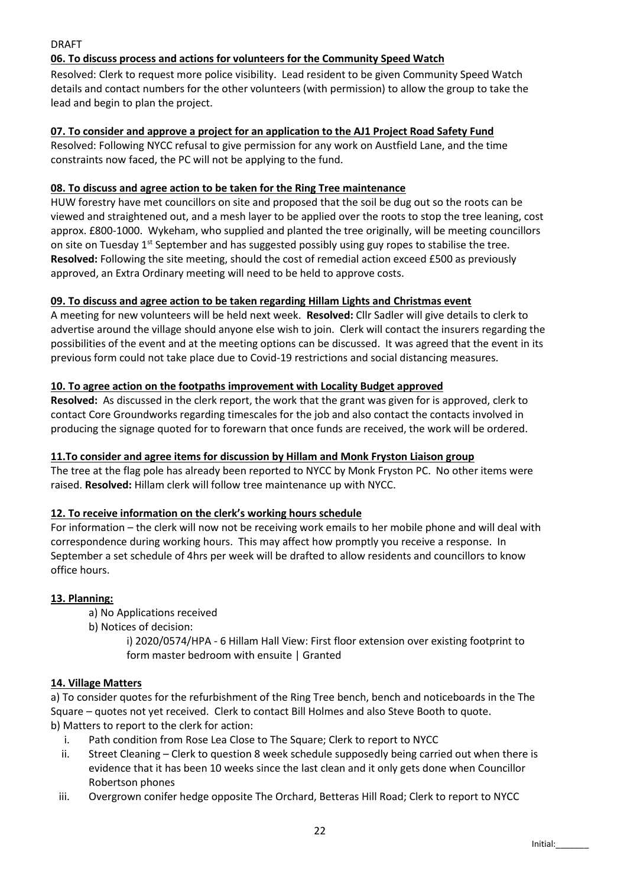DRAFT

**06. To discuss process and actions for volunteers for the Community Speed Watch**

Resolved: Clerk to request more police visibility. Lead resident to be given Community Speed Watch details and contact numbers for the other volunteers (with permission) to allow the group to take the lead and begin to plan the project.

**07. To consider and approve a project for an application to the AJ1 Project Road Safety Fund**

Resolved: Following NYCC refusal to give permission for any work on Austfield Lane, and the time constraints now faced, the PC will not be applying to the fund.

**08. To discuss and agree action to be taken for the Ring Tree maintenance**

HUW forestry have met councillors on site and proposed that the soil be dug out so the roots can be viewed and straightened out, and a mesh layer to be applied over the roots to stop the tree leaning, cost approx. £800-1000. Wykeham, who supplied and planted the tree originally, will be meeting councillors on site on Tuesday 1st September and has suggested possibly using guy ropes to stabilise the tree. **Resolved:** Following the site meeting, should the cost of remedial action exceed £500 as previously approved, an Extra Ordinary meeting will need to be held to approve costs.

**09. To discuss and agree action to be taken regarding Hillam Lights and Christmas event**

A meeting for new volunteers will be held next week. **Resolved:** Cllr Sadler will give details to clerk to advertise around the village should anyone else wish to join. Clerk will contact the insurers regarding the possibilities of the event and at the meeting options can be discussed. It was agreed that the event in its previous form could not take place due to Covid-19 restrictions and social distancing measures.

**10. To agree action on the footpaths improvement with Locality Budget approved**

**Resolved:** As discussed in the clerk report, the work that the grant was given for is approved, clerk to contact Core Groundworks regarding timescales for the job and also contact the contacts involved in producing the signage quoted for to forewarn that once funds are received, the work will be ordered.

**11.To consider and agree items for discussion by Hillam and Monk Fryston Liaison group**

The tree at the flag pole has already been reported to NYCC by Monk Fryston PC. No other items were raised. **Resolved:** Hillam clerk will follow tree maintenance up with NYCC.

**12. To receive information on the clerk's working hours schedule**

For information – the clerk will now not be receiving work emails to her mobile phone and will deal with correspondence during working hours. This may affect how promptly you receive a response. In September a set schedule of 4hrs per week will be drafted to allow residents and councillors to know office hours.

**13. Planning:**

a) No Applications received

b) Notices of decision:

i) 2020/0574/HPA - 6 Hillam Hall View: First floor extension over existing footprint to form master bedroom with ensuite | Granted

**14. Village Matters**

a) To consider quotes for the refurbishment of the Ring Tree bench, bench and noticeboards in the The Square – quotes not yet received. Clerk to contact Bill Holmes and also Steve Booth to quote.

b) Matters to report to the clerk for action:

i. Path condition from Rose Lea Close to The Square; Clerk to report to NYCC

ii. Street Cleaning – Clerk to question 8 week schedule supposedly being carried out when there is evidence that it has been 10 weeks since the last clean and it only gets done when Councillor Robertson phones

iii. Overgrown conifer hedge opposite The Orchard, Betteras Hill Road; Clerk to report to NYCC

Initial:_______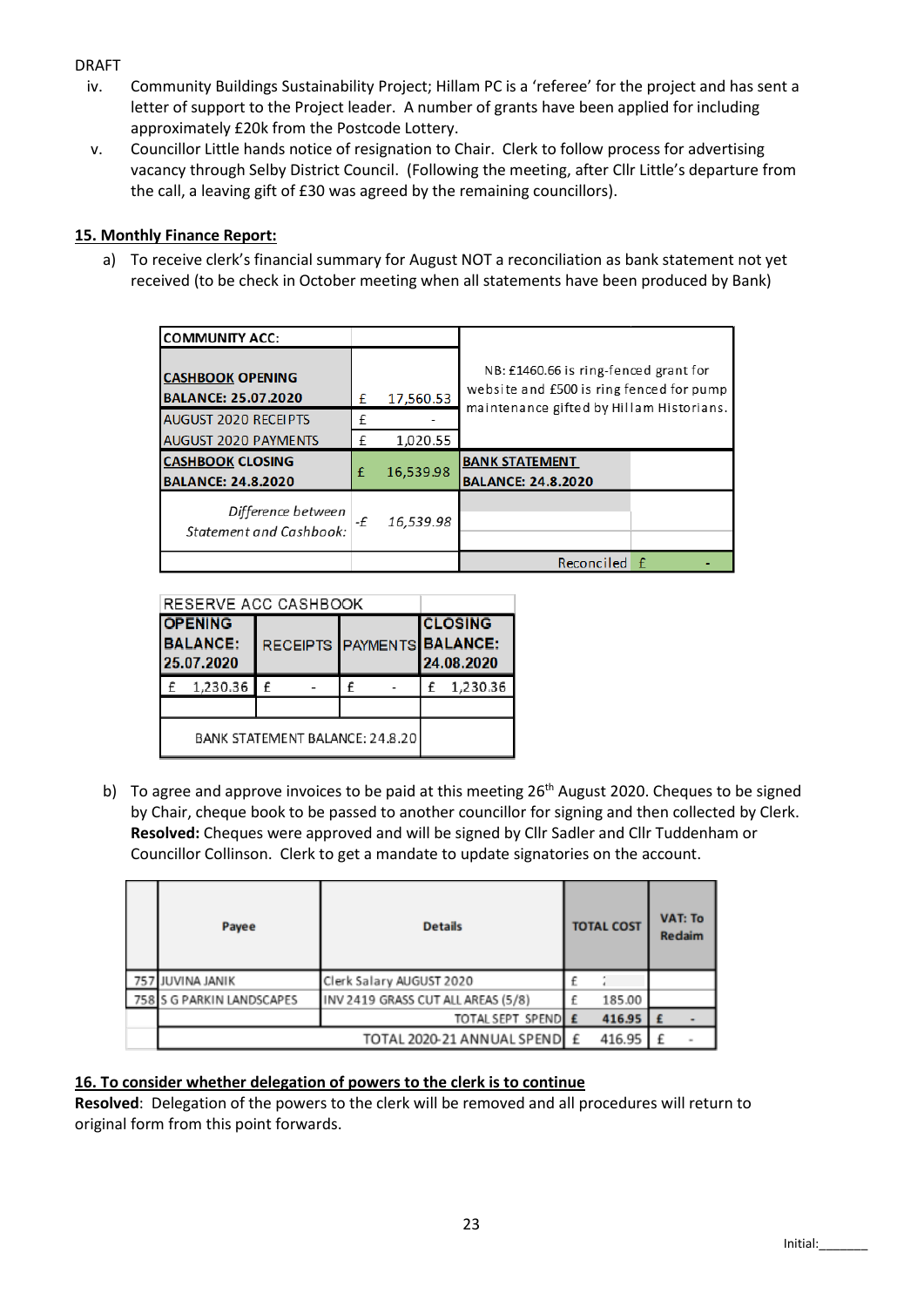DRAFT

iv. Community Buildings Sustainability Project; Hillam PC is a 'referee' for the project and has sent a letter of support to the Project leader. A number of grants have been applied for including approximately £20k from the Postcode Lottery.

v. Councillor Little hands notice of resignation to Chair. Clerk to follow process for advertising vacancy through Selby District Council. (Following the meeting, after Cllr Little's departure from the call, a leaving gift of £30 was agreed by the remaining councillors).

## 15. Monthly Finance Report:

a) To receive clerk's financial summary for August NOT a reconciliation as bank statement not yet received (to be check in October meeting when all statements have been produced by Bank)

| COMMUNITY ACC: | | | |
|---|---|---|---|
| **CASHBOOK OPENING BALANCE: 25.07.2020** | £ 17,560.53 | NB: £1460.66 is ring-fenced grant for website and £500 is ring fenced for pump maintenance gifted by Hillam Historians. | |
| AUGUST 2020 RECEIPTS | £ - | | |
| AUGUST 2020 PAYMENTS | £ 1,020.55 | | |
| **CASHBOOK CLOSING BALANCE: 24.8.2020** | £ 16,539.98 | **BANK STATEMENT BALANCE: 24.8.2020** | |
| *Difference between Statement and Cashbook:* | -£ 16,539.98 | | |
| | | Reconciled | £ - |

| RESERVE ACC CASHBOOK | | | |
|---|---|---|---|
| **OPENING BALANCE: 25.07.2020** | RECEIPTS | PAYMENTS | **CLOSING BALANCE: 24.08.2020** |
| £ 1,230.36 | £ - | £ - | £ 1,230.36 |
| | | | |
| BANK STATEMENT BALANCE: 24.8.20 | | | |

b) To agree and approve invoices to be paid at this meeting 26th August 2020. Cheques to be signed by Chair, cheque book to be passed to another councillor for signing and then collected by Clerk. **Resolved:** Cheques were approved and will be signed by Cllr Sadler and Cllr Tuddenham or Councillor Collinson. Clerk to get a mandate to update signatories on the account.

| | Payee | Details | TOTAL COST | VAT: To Redaim |
|---|---|---|---|---|
| 757 | JUVINA JANIK | Clerk Salary AUGUST 2020 | £ ; | |
| 758 | S G PARKIN LANDSCAPES | INV 2419 GRASS CUT ALL AREAS (5/8) | £ 185.00 | |
| | | TOTAL SEPT SPEND | £ 416.95 | £ - |
| | | TOTAL 2020-21 ANNUAL SPEND | £ 416.95 | £ - |

## 16. To consider whether delegation of powers to the clerk is to continue

**Resolved**: Delegation of the powers to the clerk will be removed and all procedures will return to original form from this point forwards.

Initial:_______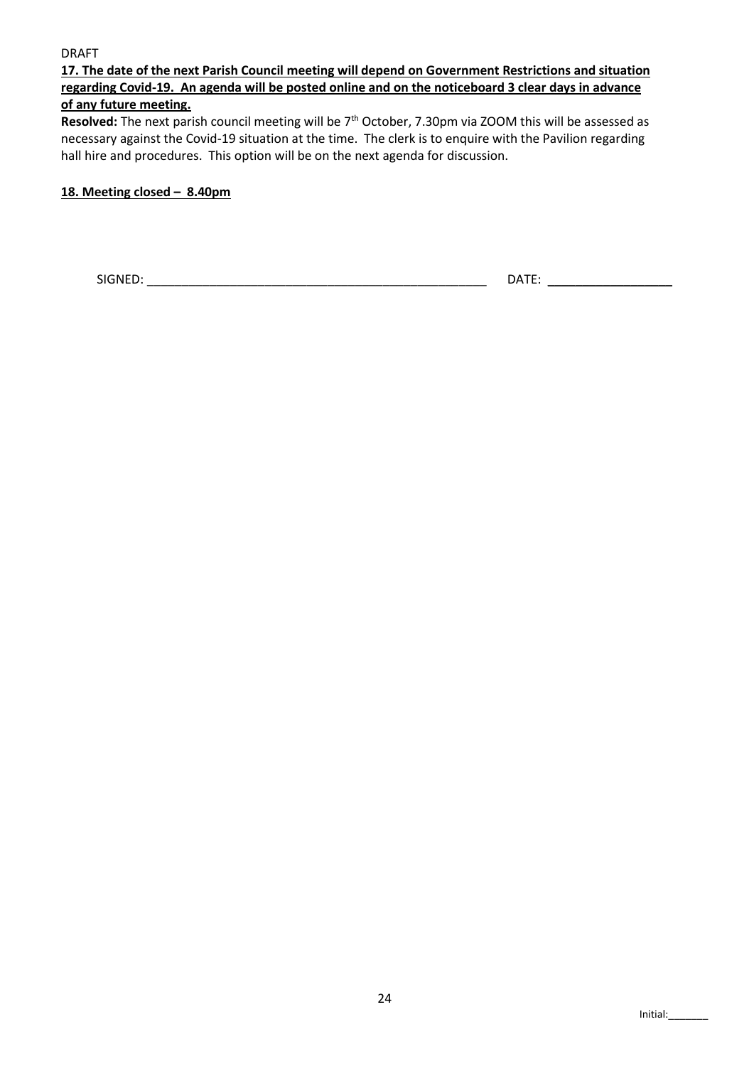DRAFT

**17. The date of the next Parish Council meeting will depend on Government Restrictions and situation regarding Covid-19. An agenda will be posted online and on the noticeboard 3 clear days in advance of any future meeting.**

**Resolved:** The next parish council meeting will be 7th October, 7.30pm via ZOOM this will be assessed as necessary against the Covid-19 situation at the time. The clerk is to enquire with the Pavilion regarding hall hire and procedures. This option will be on the next agenda for discussion.

**18. Meeting closed – 8.40pm**

SIGNED: ___________________________________________________ DATE: __________________

Initial:_______